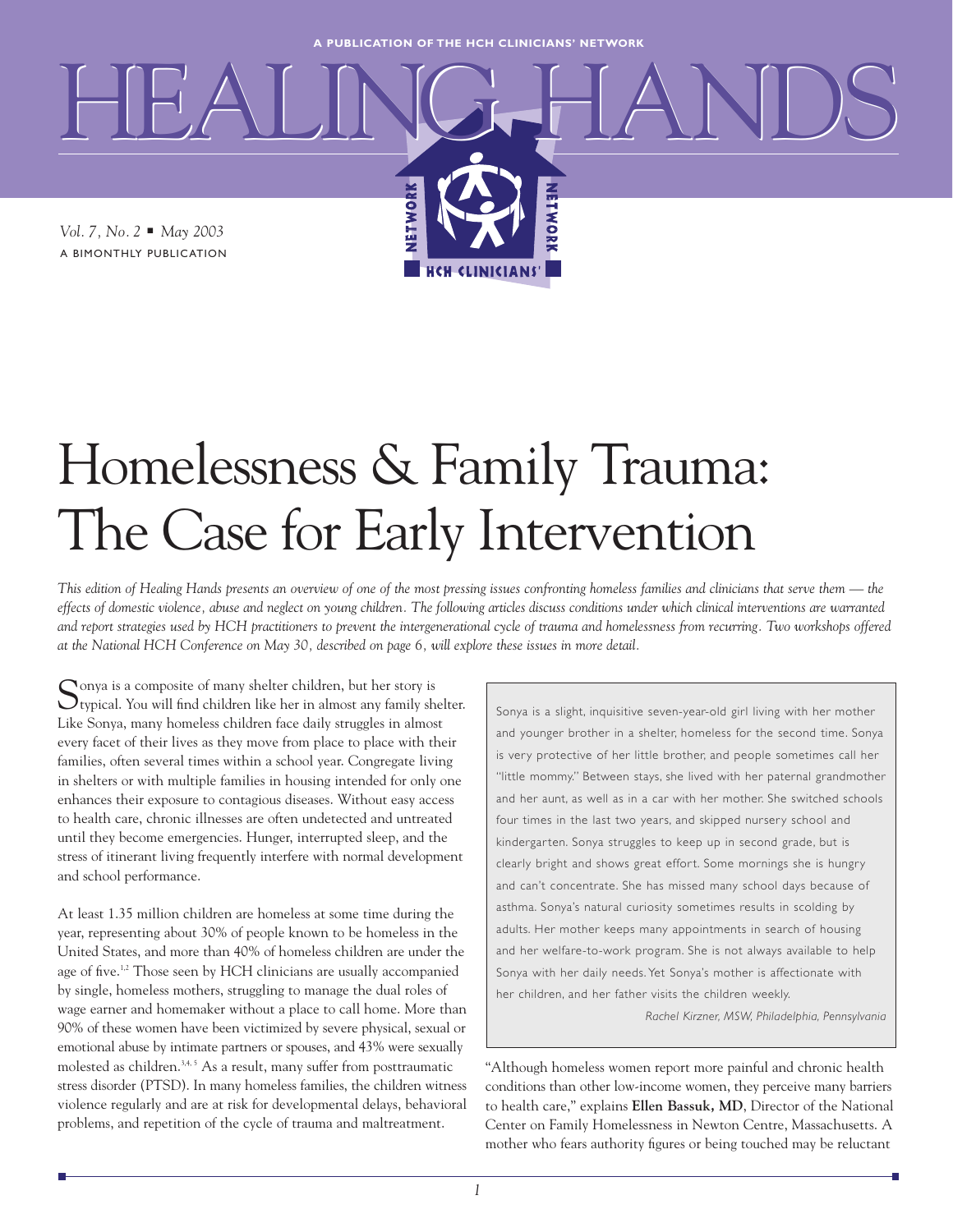A PUBLICATION OF THE HCH CLINICIANS' NETWORK

# HEALING HANDS

*Vol. 7, No. 2 ■ May 2003*
A BIMONTHLY PUBLICATION

# Homelessness & Family Trauma: The Case for Early Intervention

*This edition of Healing Hands presents an overview of one of the most pressing issues confronting homeless families and clinicians that serve them — the effects of domestic violence, abuse and neglect on young children. The following articles discuss conditions under which clinical interventions are warranted and report strategies used by HCH practitioners to prevent the intergenerational cycle of trauma and homelessness from recurring. Two workshops offered at the National HCH Conference on May 30, described on page 6, will explore these issues in more detail.*

Sonya is a composite of many shelter children, but her story is typical. You will find children like her in almost any family shelter. Like Sonya, many homeless children face daily struggles in almost every facet of their lives as they move from place to place with their families, often several times within a school year. Congregate living in shelters or with multiple families in housing intended for only one enhances their exposure to contagious diseases. Without easy access to health care, chronic illnesses are often undetected and untreated until they become emergencies. Hunger, interrupted sleep, and the stress of itinerant living frequently interfere with normal development and school performance.

At least 1.35 million children are homeless at some time during the year, representing about 30% of people known to be homeless in the United States, and more than 40% of homeless children are under the age of five.[1,2] Those seen by HCH clinicians are usually accompanied by single, homeless mothers, struggling to manage the dual roles of wage earner and homemaker without a place to call home. More than 90% of these women have been victimized by severe physical, sexual or emotional abuse by intimate partners or spouses, and 43% were sexually molested as children.[3,4,5] As a result, many suffer from posttraumatic stress disorder (PTSD). In many homeless families, the children witness violence regularly and are at risk for developmental delays, behavioral problems, and repetition of the cycle of trauma and maltreatment.

> Sonya is a slight, inquisitive seven-year-old girl living with her mother and younger brother in a shelter, homeless for the second time. Sonya is very protective of her little brother, and people sometimes call her "little mommy." Between stays, she lived with her paternal grandmother and her aunt, as well as in a car with her mother. She switched schools four times in the last two years, and skipped nursery school and kindergarten. Sonya struggles to keep up in second grade, but is clearly bright and shows great effort. Some mornings she is hungry and can't concentrate. She has missed many school days because of asthma. Sonya's natural curiosity sometimes results in scolding by adults. Her mother keeps many appointments in search of housing and her welfare-to-work program. She is not always available to help Sonya with her daily needs. Yet Sonya's mother is affectionate with her children, and her father visits the children weekly.
>
> *Rachel Kirzner, MSW, Philadelphia, Pennsylvania*

"Although homeless women report more painful and chronic health conditions than other low-income women, they perceive many barriers to health care," explains **Ellen Bassuk, MD**, Director of the National Center on Family Homelessness in Newton Centre, Massachusetts. A mother who fears authority figures or being touched may be reluctant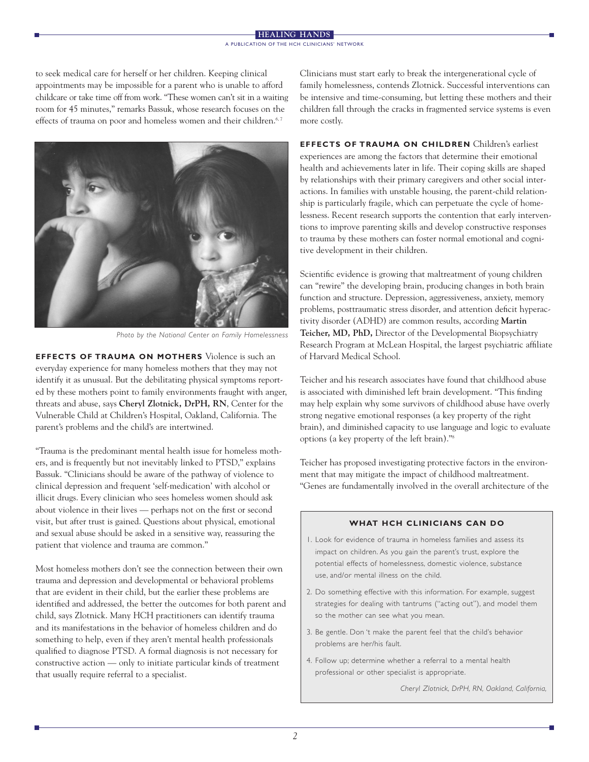to seek medical care for herself or her children. Keeping clinical appointments may be impossible for a parent who is unable to afford childcare or take time off from work. "These women can't sit in a waiting room for 45 minutes," remarks Bassuk, whose research focuses on the effects of trauma on poor and homeless women and their children.[6,7]

*Photo by the National Center on Family Homelessness*

**EFFECTS OF TRAUMA ON MOTHERS** Violence is such an everyday experience for many homeless mothers that they may not identify it as unusual. But the debilitating physical symptoms reported by these mothers point to family environments fraught with anger, threats and abuse, says **Cheryl Zlotnick, DrPH, RN**, Center for the Vulnerable Child at Children's Hospital, Oakland, California. The parent's problems and the child's are intertwined.

"Trauma is the predominant mental health issue for homeless mothers, and is frequently but not inevitably linked to PTSD," explains Bassuk. "Clinicians should be aware of the pathway of violence to clinical depression and frequent 'self-medication' with alcohol or illicit drugs. Every clinician who sees homeless women should ask about violence in their lives — perhaps not on the first or second visit, but after trust is gained. Questions about physical, emotional and sexual abuse should be asked in a sensitive way, reassuring the patient that violence and trauma are common."

Most homeless mothers don't see the connection between their own trauma and depression and developmental or behavioral problems that are evident in their child, but the earlier these problems are identified and addressed, the better the outcomes for both parent and child, says Zlotnick. Many HCH practitioners can identify trauma and its manifestations in the behavior of homeless children and do something to help, even if they aren't mental health professionals qualified to diagnose PTSD. A formal diagnosis is not necessary for constructive action — only to initiate particular kinds of treatment that usually require referral to a specialist.

Clinicians must start early to break the intergenerational cycle of family homelessness, contends Zlotnick. Successful interventions can be intensive and time-consuming, but letting these mothers and their children fall through the cracks in fragmented service systems is even more costly.

**EFFECTS OF TRAUMA ON CHILDREN** Children's earliest experiences are among the factors that determine their emotional health and achievements later in life. Their coping skills are shaped by relationships with their primary caregivers and other social interactions. In families with unstable housing, the parent-child relationship is particularly fragile, which can perpetuate the cycle of homelessness. Recent research supports the contention that early interventions to improve parenting skills and develop constructive responses to trauma by these mothers can foster normal emotional and cognitive development in their children.

Scientific evidence is growing that maltreatment of young children can "rewire" the developing brain, producing changes in both brain function and structure. Depression, aggressiveness, anxiety, memory problems, posttraumatic stress disorder, and attention deficit hyperactivity disorder (ADHD) are common results, according **Martin Teicher, MD, PhD,** Director of the Developmental Biopsychiatry Research Program at McLean Hospital, the largest psychiatric affiliate of Harvard Medical School.

Teicher and his research associates have found that childhood abuse is associated with diminished left brain development. "This finding may help explain why some survivors of childhood abuse have overly strong negative emotional responses (a key property of the right brain), and diminished capacity to use language and logic to evaluate options (a key property of the left brain)."[8]

Teicher has proposed investigating protective factors in the environment that may mitigate the impact of childhood maltreatment. "Genes are fundamentally involved in the overall architecture of the

### WHAT HCH CLINICIANS CAN DO

1. Look for evidence of trauma in homeless families and assess its impact on children. As you gain the parent's trust, explore the potential effects of homelessness, domestic violence, substance use, and/or mental illness on the child.
2. Do something effective with this information. For example, suggest strategies for dealing with tantrums ("acting out"), and model them so the mother can see what you mean.
3. Be gentle. Don 't make the parent feel that the child's behavior problems are her/his fault.
4. Follow up; determine whether a referral to a mental health professional or other specialist is appropriate.

*Cheryl Zlotnick, DrPH, RN, Oakland, California,*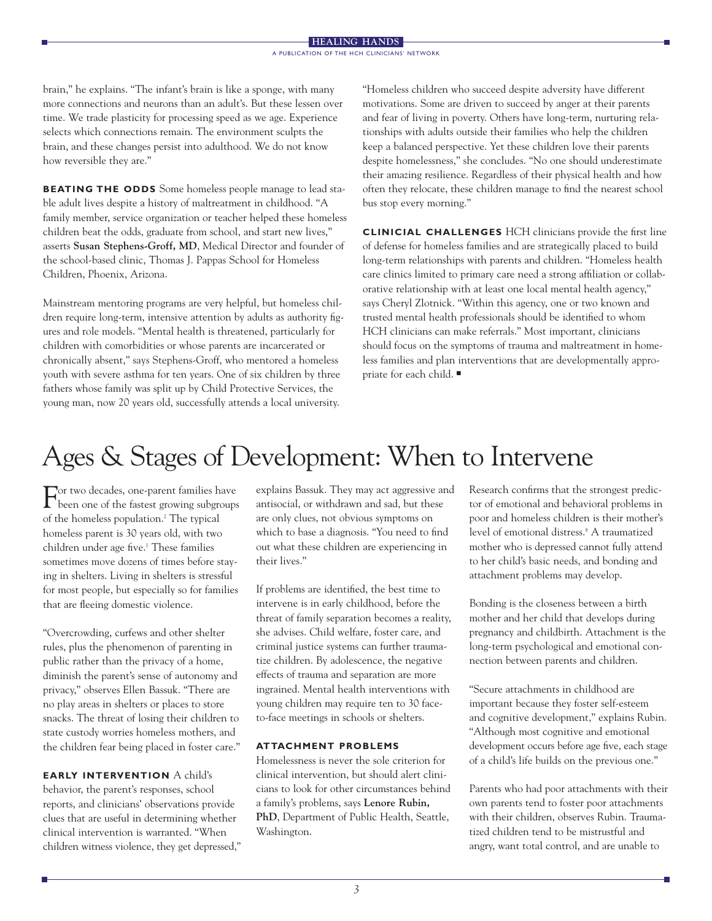brain," he explains. "The infant's brain is like a sponge, with many more connections and neurons than an adult's. But these lessen over time. We trade plasticity for processing speed as we age. Experience selects which connections remain. The environment sculpts the brain, and these changes persist into adulthood. We do not know how reversible they are."

**BEATING THE ODDS** Some homeless people manage to lead stable adult lives despite a history of maltreatment in childhood. "A family member, service organization or teacher helped these homeless children beat the odds, graduate from school, and start new lives," asserts **Susan Stephens-Groff, MD**, Medical Director and founder of the school-based clinic, Thomas J. Pappas School for Homeless Children, Phoenix, Arizona.

Mainstream mentoring programs are very helpful, but homeless children require long-term, intensive attention by adults as authority figures and role models. "Mental health is threatened, particularly for children with comorbidities or whose parents are incarcerated or chronically absent," says Stephens-Groff, who mentored a homeless youth with severe asthma for ten years. One of six children by three fathers whose family was split up by Child Protective Services, the young man, now 20 years old, successfully attends a local university.

"Homeless children who succeed despite adversity have different motivations. Some are driven to succeed by anger at their parents and fear of living in poverty. Others have long-term, nurturing relationships with adults outside their families who help the children keep a balanced perspective. Yet these children love their parents despite homelessness," she concludes. "No one should underestimate their amazing resilience. Regardless of their physical health and how often they relocate, these children manage to find the nearest school bus stop every morning."

**CLINICIAL CHALLENGES** HCH clinicians provide the first line of defense for homeless families and are strategically placed to build long-term relationships with parents and children. "Homeless health care clinics limited to primary care need a strong affiliation or collaborative relationship with at least one local mental health agency," says Cheryl Zlotnick. "Within this agency, one or two known and trusted mental health professionals should be identified to whom HCH clinicians can make referrals." Most important, clinicians should focus on the symptoms of trauma and maltreatment in homeless families and plan interventions that are developmentally appropriate for each child. ■

# Ages & Stages of Development: When to Intervene

For two decades, one-parent families have been one of the fastest growing subgroups of the homeless population.[2] The typical homeless parent is 30 years old, with two children under age five.[1] These families sometimes move dozens of times before staying in shelters. Living in shelters is stressful for most people, but especially so for families that are fleeing domestic violence.

"Overcrowding, curfews and other shelter rules, plus the phenomenon of parenting in public rather than the privacy of a home, diminish the parent's sense of autonomy and privacy," observes Ellen Bassuk. "There are no play areas in shelters or places to store snacks. The threat of losing their children to state custody worries homeless mothers, and the children fear being placed in foster care."

**EARLY INTERVENTION** A child's behavior, the parent's responses, school reports, and clinicians' observations provide clues that are useful in determining whether clinical intervention is warranted. "When children witness violence, they get depressed," explains Bassuk. They may act aggressive and antisocial, or withdrawn and sad, but these are only clues, not obvious symptoms on which to base a diagnosis. "You need to find out what these children are experiencing in their lives."

If problems are identified, the best time to intervene is in early childhood, before the threat of family separation becomes a reality, she advises. Child welfare, foster care, and criminal justice systems can further traumatize children. By adolescence, the negative effects of trauma and separation are more ingrained. Mental health interventions with young children may require ten to 30 face-to-face meetings in schools or shelters.

**ATTACHMENT PROBLEMS**

Homelessness is never the sole criterion for clinical intervention, but should alert clinicians to look for other circumstances behind a family's problems, says **Lenore Rubin, PhD**, Department of Public Health, Seattle, Washington.

Research confirms that the strongest predictor of emotional and behavioral problems in poor and homeless children is their mother's level of emotional distress.[8] A traumatized mother who is depressed cannot fully attend to her child's basic needs, and bonding and attachment problems may develop.

Bonding is the closeness between a birth mother and her child that develops during pregnancy and childbirth. Attachment is the long-term psychological and emotional connection between parents and children.

"Secure attachments in childhood are important because they foster self-esteem and cognitive development," explains Rubin. "Although most cognitive and emotional development occurs before age five, each stage of a child's life builds on the previous one."

Parents who had poor attachments with their own parents tend to foster poor attachments with their children, observes Rubin. Traumatized children tend to be mistrustful and angry, want total control, and are unable to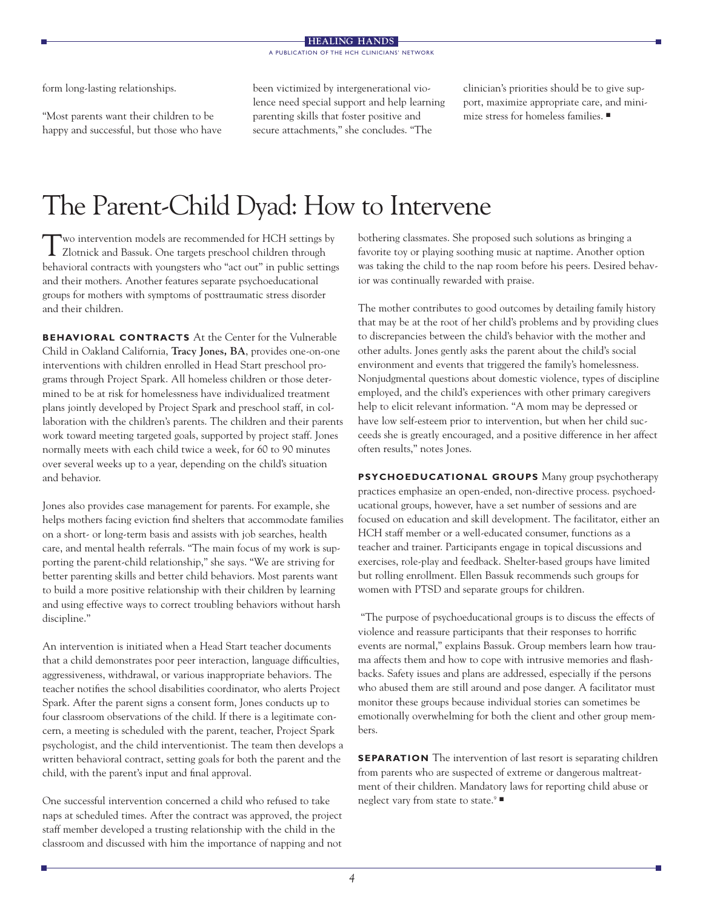form long-lasting relationships.

"Most parents want their children to be happy and successful, but those who have been victimized by intergenerational violence need special support and help learning parenting skills that foster positive and secure attachments," she concludes. "The clinician's priorities should be to give support, maximize appropriate care, and minimize stress for homeless families. ■

# The Parent-Child Dyad: How to Intervene

Two intervention models are recommended for HCH settings by Zlotnick and Bassuk. One targets preschool children through behavioral contracts with youngsters who "act out" in public settings and their mothers. Another features separate psychoeducational groups for mothers with symptoms of posttraumatic stress disorder and their children.

**BEHAVIORAL CONTRACTS** At the Center for the Vulnerable Child in Oakland California, **Tracy Jones, BA**, provides one-on-one interventions with children enrolled in Head Start preschool programs through Project Spark. All homeless children or those determined to be at risk for homelessness have individualized treatment plans jointly developed by Project Spark and preschool staff, in collaboration with the children's parents. The children and their parents work toward meeting targeted goals, supported by project staff. Jones normally meets with each child twice a week, for 60 to 90 minutes over several weeks up to a year, depending on the child's situation and behavior.

Jones also provides case management for parents. For example, she helps mothers facing eviction find shelters that accommodate families on a short- or long-term basis and assists with job searches, health care, and mental health referrals. "The main focus of my work is supporting the parent-child relationship," she says. "We are striving for better parenting skills and better child behaviors. Most parents want to build a more positive relationship with their children by learning and using effective ways to correct troubling behaviors without harsh discipline."

An intervention is initiated when a Head Start teacher documents that a child demonstrates poor peer interaction, language difficulties, aggressiveness, withdrawal, or various inappropriate behaviors. The teacher notifies the school disabilities coordinator, who alerts Project Spark. After the parent signs a consent form, Jones conducts up to four classroom observations of the child. If there is a legitimate concern, a meeting is scheduled with the parent, teacher, Project Spark psychologist, and the child interventionist. The team then develops a written behavioral contract, setting goals for both the parent and the child, with the parent's input and final approval.

One successful intervention concerned a child who refused to take naps at scheduled times. After the contract was approved, the project staff member developed a trusting relationship with the child in the classroom and discussed with him the importance of napping and not bothering classmates. She proposed such solutions as bringing a favorite toy or playing soothing music at naptime. Another option was taking the child to the nap room before his peers. Desired behavior was continually rewarded with praise.

The mother contributes to good outcomes by detailing family history that may be at the root of her child's problems and by providing clues to discrepancies between the child's behavior with the mother and other adults. Jones gently asks the parent about the child's social environment and events that triggered the family's homelessness. Nonjudgmental questions about domestic violence, types of discipline employed, and the child's experiences with other primary caregivers help to elicit relevant information. "A mom may be depressed or have low self-esteem prior to intervention, but when her child succeeds she is greatly encouraged, and a positive difference in her affect often results," notes Jones.

**PSYCHOEDUCATIONAL GROUPS** Many group psychotherapy practices emphasize an open-ended, non-directive process. psychoeducational groups, however, have a set number of sessions and are focused on education and skill development. The facilitator, either an HCH staff member or a well-educated consumer, functions as a teacher and trainer. Participants engage in topical discussions and exercises, role-play and feedback. Shelter-based groups have limited but rolling enrollment. Ellen Bassuk recommends such groups for women with PTSD and separate groups for children.

"The purpose of psychoeducational groups is to discuss the effects of violence and reassure participants that their responses to horrific events are normal," explains Bassuk. Group members learn how trauma affects them and how to cope with intrusive memories and flashbacks. Safety issues and plans are addressed, especially if the persons who abused them are still around and pose danger. A facilitator must monitor these groups because individual stories can sometimes be emotionally overwhelming for both the client and other group members.

**SEPARATION** The intervention of last resort is separating children from parents who are suspected of extreme or dangerous maltreatment of their children. Mandatory laws for reporting child abuse or neglect vary from state to state.[9] ■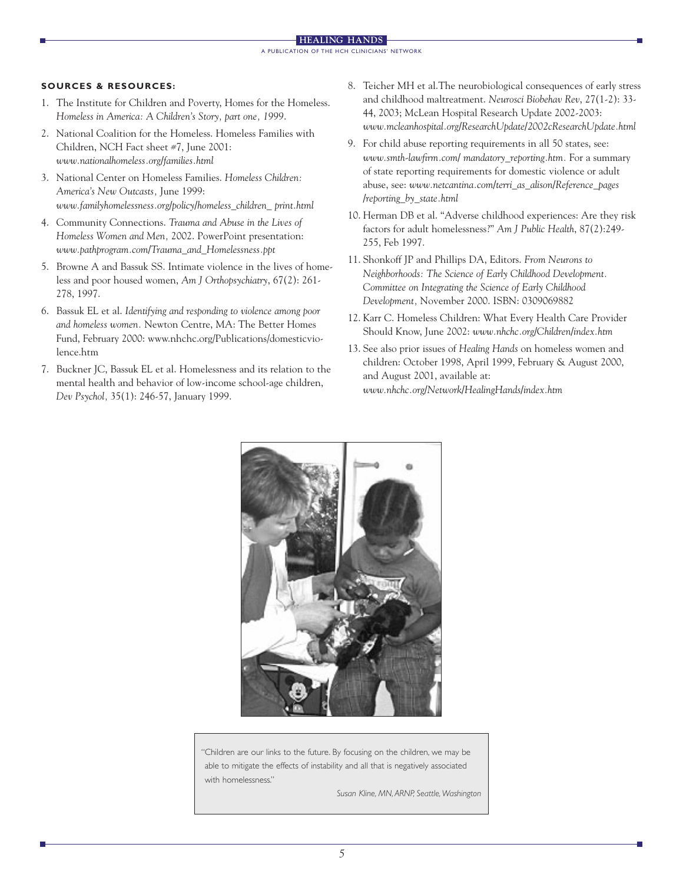**SOURCES & RESOURCES:**

1. The Institute for Children and Poverty, Homes for the Homeless. *Homeless in America: A Children's Story, part one, 1999*.
2. National Coalition for the Homeless. Homeless Families with Children, NCH Fact sheet #7, June 2001: *www.nationalhomeless.org/families.html*
3. National Center on Homeless Families. *Homeless Children: America's New Outcasts,* June 1999: *www.familyhomelessness.org/policy/homeless_children_ print.html*
4. Community Connections. *Trauma and Abuse in the Lives of Homeless Women and Men,* 2002. PowerPoint presentation: *www.pathprogram.com/Trauma_and_Homelessness.ppt*
5. Browne A and Bassuk SS. Intimate violence in the lives of homeless and poor housed women, *Am J Orthopsychiatry*, 67(2): 261-278, 1997.
6. Bassuk EL et al. *Identifying and responding to violence among poor and homeless women.* Newton Centre, MA: The Better Homes Fund, February 2000: www.nhchc.org/Publications/domesticviolence.htm
7. Buckner JC, Bassuk EL et al. Homelessness and its relation to the mental health and behavior of low-income school-age children, *Dev Psychol,* 35(1): 246-57, January 1999.
8. Teicher MH et al.The neurobiological consequences of early stress and childhood maltreatment. *Neurosci Biobehav Rev*, 27(1-2): 33-44, 2003; McLean Hospital Research Update 2002-2003: *www.mcleanhospital.org/ResearchUpdate/2002cResearchUpdate.html*
9. For child abuse reporting requirements in all 50 states, see: *www.smth-lawfirm.com/ mandatory_reporting.htm.* For a summary of state reporting requirements for domestic violence or adult abuse, see: *www.netcantina.com/terri_as_alison/Reference_pages /reporting_by_state.html*
10. Herman DB et al. "Adverse childhood experiences: Are they risk factors for adult homelessness?" *Am J Public Health*, 87(2):249-255, Feb 1997.
11. Shonkoff JP and Phillips DA, Editors. *From Neurons to Neighborhoods: The Science of Early Childhood Development. Committee on Integrating the Science of Early Childhood Development,* November 2000. ISBN: 0309069882
12. Karr C. Homeless Children: What Every Health Care Provider Should Know, June 2002: *www.nhchc.org/Children/index.htm*
13. See also prior issues of *Healing Hands* on homeless women and children: October 1998, April 1999, February & August 2000, and August 2001, available at: *www.nhchc.org/Network/HealingHands/index.htm*

"Children are our links to the future. By focusing on the children, we may be able to mitigate the effects of instability and all that is negatively associated with homelessness."

*Susan Kline, MN, ARNP, Seattle, Washington*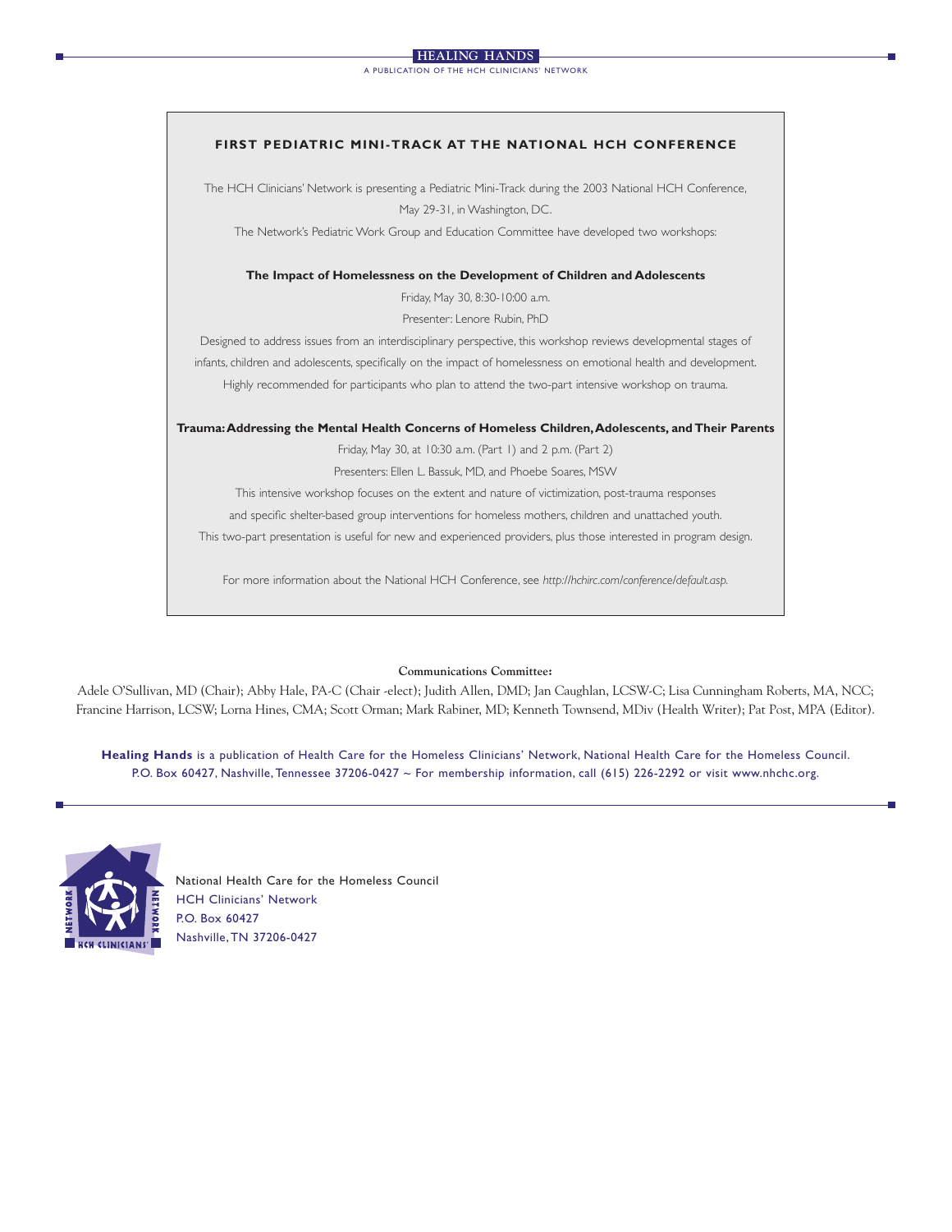## FIRST PEDIATRIC MINI-TRACK AT THE NATIONAL HCH CONFERENCE

The HCH Clinicians' Network is presenting a Pediatric Mini-Track during the 2003 National HCH Conference, May 29-31, in Washington, DC.

The Network's Pediatric Work Group and Education Committee have developed two workshops:

**The Impact of Homelessness on the Development of Children and Adolescents**

Friday, May 30, 8:30-10:00 a.m.

Presenter: Lenore Rubin, PhD

Designed to address issues from an interdisciplinary perspective, this workshop reviews developmental stages of infants, children and adolescents, specifically on the impact of homelessness on emotional health and development. Highly recommended for participants who plan to attend the two-part intensive workshop on trauma.

**Trauma: Addressing the Mental Health Concerns of Homeless Children, Adolescents, and Their Parents**

Friday, May 30, at 10:30 a.m. (Part 1) and 2 p.m. (Part 2)

Presenters: Ellen L. Bassuk, MD, and Phoebe Soares, MSW

This intensive workshop focuses on the extent and nature of victimization, post-trauma responses and specific shelter-based group interventions for homeless mothers, children and unattached youth. This two-part presentation is useful for new and experienced providers, plus those interested in program design.

For more information about the National HCH Conference, see *http://hchirc.com/conference/default.asp.*

**Communications Committee:**

Adele O'Sullivan, MD (Chair); Abby Hale, PA-C (Chair -elect); Judith Allen, DMD; Jan Caughlan, LCSW-C; Lisa Cunningham Roberts, MA, NCC; Francine Harrison, LCSW; Lorna Hines, CMA; Scott Orman; Mark Rabiner, MD; Kenneth Townsend, MDiv (Health Writer); Pat Post, MPA (Editor).

**Healing Hands** is a publication of Health Care for the Homeless Clinicians' Network, National Health Care for the Homeless Council. P.O. Box 60427, Nashville, Tennessee 37206-0427 ~ For membership information, call (615) 226-2292 or visit www.nhchc.org.

National Health Care for the Homeless Council
HCH Clinicians' Network
P.O. Box 60427
Nashville, TN 37206-0427